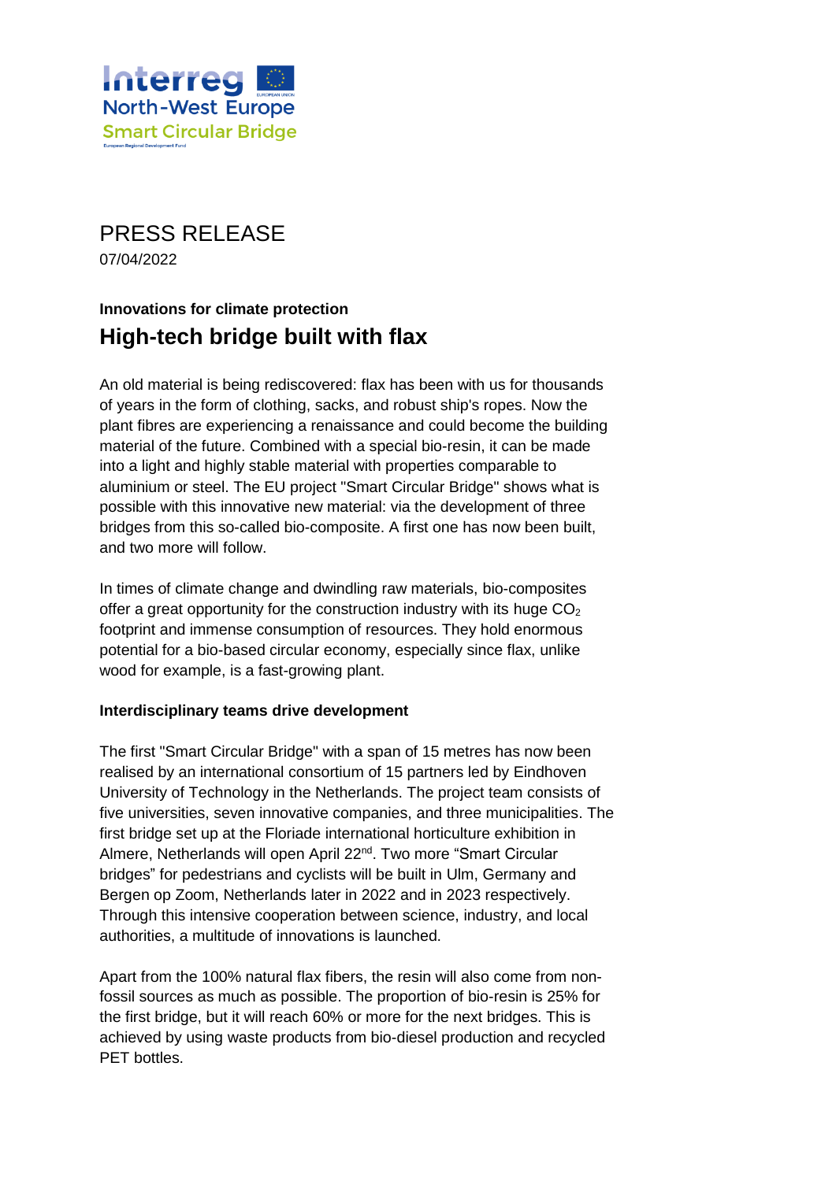Interreg North-West Europe
Smart Circular Bridge

# PRESS RELEASE

07/04/2022

**Innovations for climate protection**

## High-tech bridge built with flax

An old material is being rediscovered: flax has been with us for thousands of years in the form of clothing, sacks, and robust ship's ropes. Now the plant fibres are experiencing a renaissance and could become the building material of the future. Combined with a special bio-resin, it can be made into a light and highly stable material with properties comparable to aluminium or steel. The EU project "Smart Circular Bridge" shows what is possible with this innovative new material: via the development of three bridges from this so-called bio-composite. A first one has now been built, and two more will follow.

In times of climate change and dwindling raw materials, bio-composites offer a great opportunity for the construction industry with its huge $CO_2$ footprint and immense consumption of resources. They hold enormous potential for a bio-based circular economy, especially since flax, unlike wood for example, is a fast-growing plant.

### Interdisciplinary teams drive development

The first "Smart Circular Bridge" with a span of 15 metres has now been realised by an international consortium of 15 partners led by Eindhoven University of Technology in the Netherlands. The project team consists of five universities, seven innovative companies, and three municipalities. The first bridge set up at the Floriade international horticulture exhibition in Almere, Netherlands will open April 22nd. Two more "Smart Circular bridges" for pedestrians and cyclists will be built in Ulm, Germany and Bergen op Zoom, Netherlands later in 2022 and in 2023 respectively. Through this intensive cooperation between science, industry, and local authorities, a multitude of innovations is launched.

Apart from the 100% natural flax fibers, the resin will also come from non-fossil sources as much as possible. The proportion of bio-resin is 25% for the first bridge, but it will reach 60% or more for the next bridges. This is achieved by using waste products from bio-diesel production and recycled PET bottles.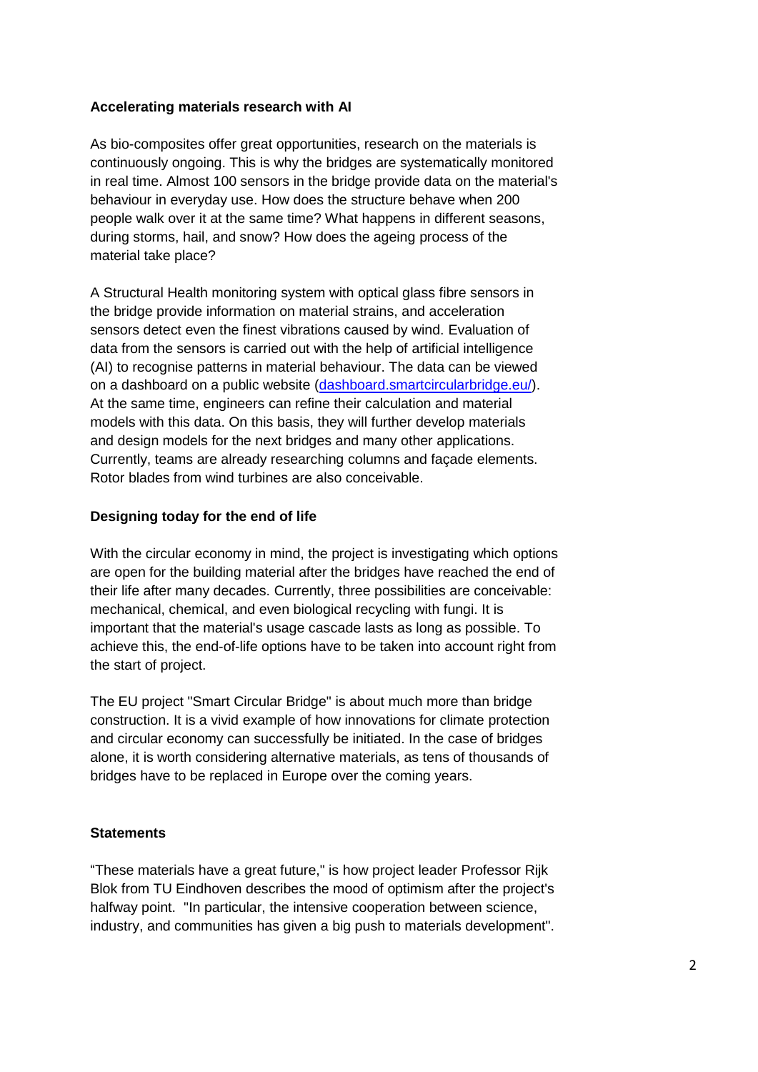**Accelerating materials research with AI**

As bio-composites offer great opportunities, research on the materials is continuously ongoing. This is why the bridges are systematically monitored in real time. Almost 100 sensors in the bridge provide data on the material's behaviour in everyday use. How does the structure behave when 200 people walk over it at the same time? What happens in different seasons, during storms, hail, and snow? How does the ageing process of the material take place?

A Structural Health monitoring system with optical glass fibre sensors in the bridge provide information on material strains, and acceleration sensors detect even the finest vibrations caused by wind. Evaluation of data from the sensors is carried out with the help of artificial intelligence (AI) to recognise patterns in material behaviour. The data can be viewed on a dashboard on a public website (dashboard.smartcircularbridge.eu/). At the same time, engineers can refine their calculation and material models with this data. On this basis, they will further develop materials and design models for the next bridges and many other applications. Currently, teams are already researching columns and façade elements. Rotor blades from wind turbines are also conceivable.

**Designing today for the end of life**

With the circular economy in mind, the project is investigating which options are open for the building material after the bridges have reached the end of their life after many decades. Currently, three possibilities are conceivable: mechanical, chemical, and even biological recycling with fungi. It is important that the material's usage cascade lasts as long as possible. To achieve this, the end-of-life options have to be taken into account right from the start of project.

The EU project "Smart Circular Bridge" is about much more than bridge construction. It is a vivid example of how innovations for climate protection and circular economy can successfully be initiated. In the case of bridges alone, it is worth considering alternative materials, as tens of thousands of bridges have to be replaced in Europe over the coming years.

**Statements**

"These materials have a great future," is how project leader Professor Rijk Blok from TU Eindhoven describes the mood of optimism after the project's halfway point. "In particular, the intensive cooperation between science, industry, and communities has given a big push to materials development".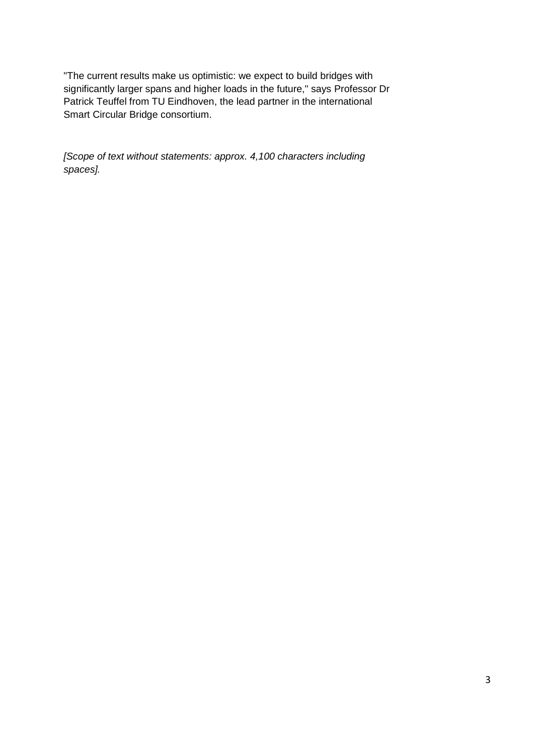"The current results make us optimistic: we expect to build bridges with significantly larger spans and higher loads in the future," says Professor Dr Patrick Teuffel from TU Eindhoven, the lead partner in the international Smart Circular Bridge consortium.

*[Scope of text without statements: approx. 4,100 characters including spaces].*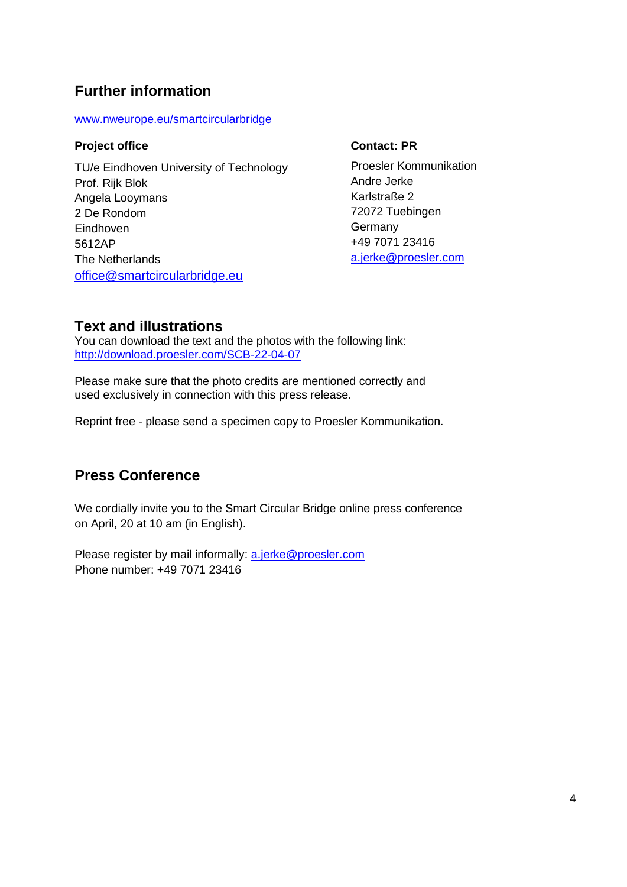## Further information

www.nweurope.eu/smartcircularbridge

**Project office**

TU/e Eindhoven University of Technology
Prof. Rijk Blok
Angela Looymans
2 De Rondom
Eindhoven
5612AP
The Netherlands
office@smartcircularbridge.eu

**Contact: PR**

Proesler Kommunikation
Andre Jerke
Karlstraße 2
72072 Tuebingen
Germany
+49 7071 23416
a.jerke@proesler.com

## Text and illustrations

You can download the text and the photos with the following link:
http://download.proesler.com/SCB-22-04-07

Please make sure that the photo credits are mentioned correctly and used exclusively in connection with this press release.

Reprint free - please send a specimen copy to Proesler Kommunikation.

## Press Conference

We cordially invite you to the Smart Circular Bridge online press conference on April, 20 at 10 am (in English).

Please register by mail informally: a.jerke@proesler.com
Phone number: +49 7071 23416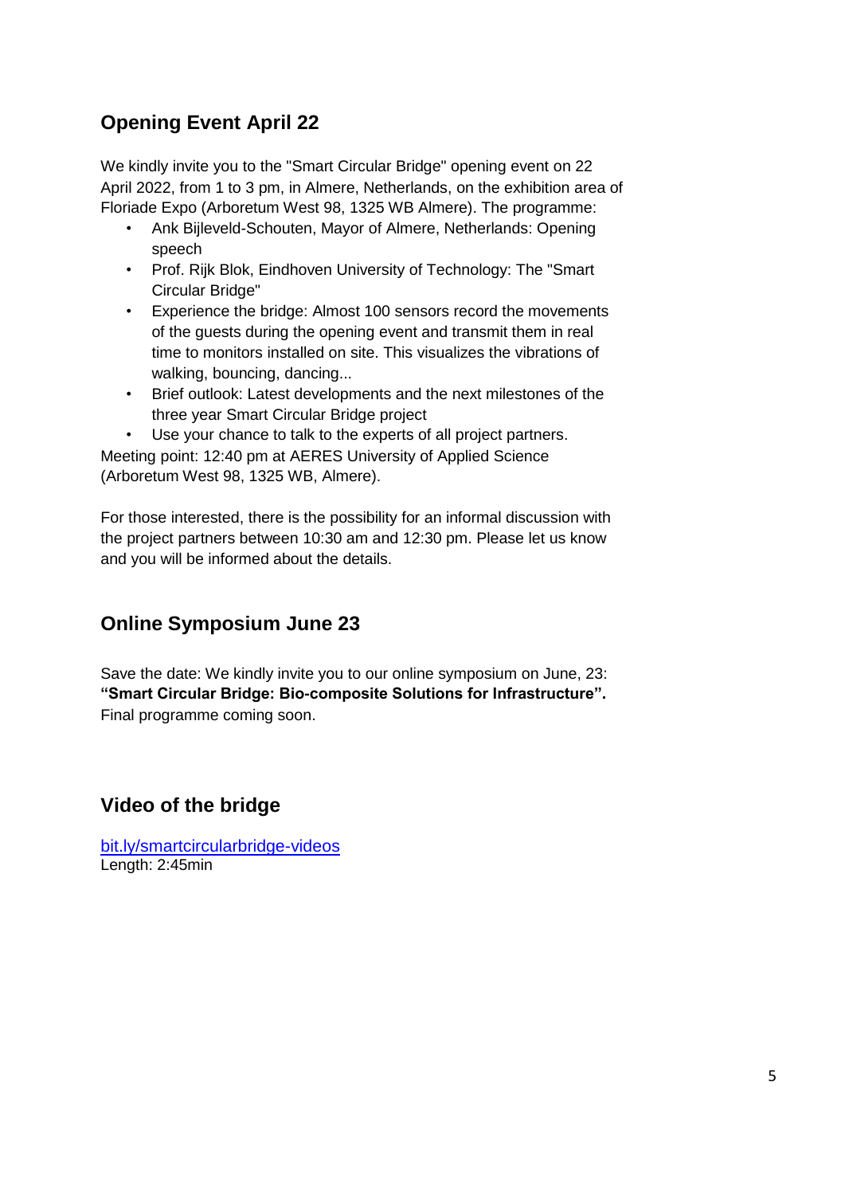## Opening Event April 22

We kindly invite you to the "Smart Circular Bridge" opening event on 22 April 2022, from 1 to 3 pm, in Almere, Netherlands, on the exhibition area of Floriade Expo (Arboretum West 98, 1325 WB Almere). The programme:

- Ank Bijleveld-Schouten, Mayor of Almere, Netherlands: Opening speech
- Prof. Rijk Blok, Eindhoven University of Technology: The "Smart Circular Bridge"
- Experience the bridge: Almost 100 sensors record the movements of the guests during the opening event and transmit them in real time to monitors installed on site. This visualizes the vibrations of walking, bouncing, dancing...
- Brief outlook: Latest developments and the next milestones of the three year Smart Circular Bridge project
- Use your chance to talk to the experts of all project partners.

Meeting point: 12:40 pm at AERES University of Applied Science (Arboretum West 98, 1325 WB, Almere).

For those interested, there is the possibility for an informal discussion with the project partners between 10:30 am and 12:30 pm. Please let us know and you will be informed about the details.

## Online Symposium June 23

Save the date: We kindly invite you to our online symposium on June, 23: **"Smart Circular Bridge: Bio-composite Solutions for Infrastructure".** Final programme coming soon.

## Video of the bridge

[bit.ly/smartcircularbridge-videos](bit.ly/smartcircularbridge-videos)
Length: 2:45min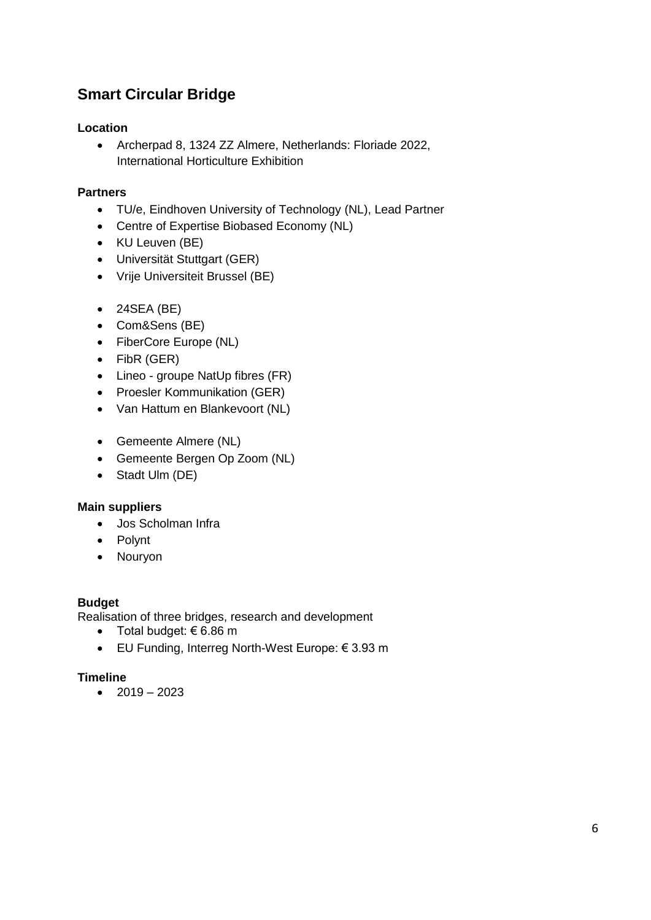## Smart Circular Bridge

### Location

- Archerpad 8, 1324 ZZ Almere, Netherlands: Floriade 2022, International Horticulture Exhibition

### Partners

- TU/e, Eindhoven University of Technology (NL), Lead Partner
- Centre of Expertise Biobased Economy (NL)
- KU Leuven (BE)
- Universität Stuttgart (GER)
- Vrije Universiteit Brussel (BE)

- 24SEA (BE)
- Com&Sens (BE)
- FiberCore Europe (NL)
- FibR (GER)
- Lineo - groupe NatUp fibres (FR)
- Proesler Kommunikation (GER)
- Van Hattum en Blankevoort (NL)

- Gemeente Almere (NL)
- Gemeente Bergen Op Zoom (NL)
- Stadt Ulm (DE)

### Main suppliers

- Jos Scholman Infra
- Polynt
- Nouryon

### Budget

Realisation of three bridges, research and development

- Total budget: € 6.86 m
- EU Funding, Interreg North-West Europe: € 3.93 m

### Timeline

- 2019 – 2023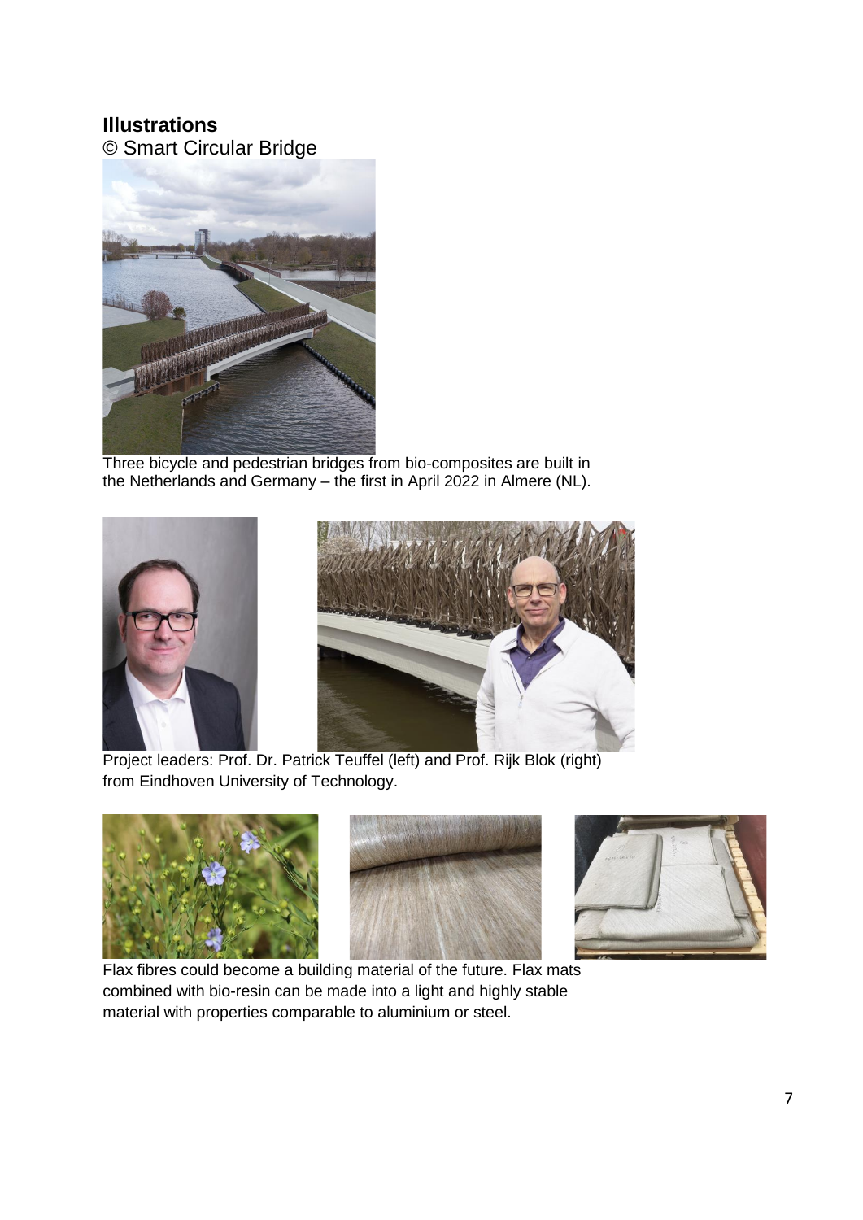## Illustrations

© Smart Circular Bridge

Three bicycle and pedestrian bridges from bio-composites are built in the Netherlands and Germany – the first in April 2022 in Almere (NL).

Project leaders: Prof. Dr. Patrick Teuffel (left) and Prof. Rijk Blok (right) from Eindhoven University of Technology.

Flax fibres could become a building material of the future. Flax mats combined with bio-resin can be made into a light and highly stable material with properties comparable to aluminium or steel.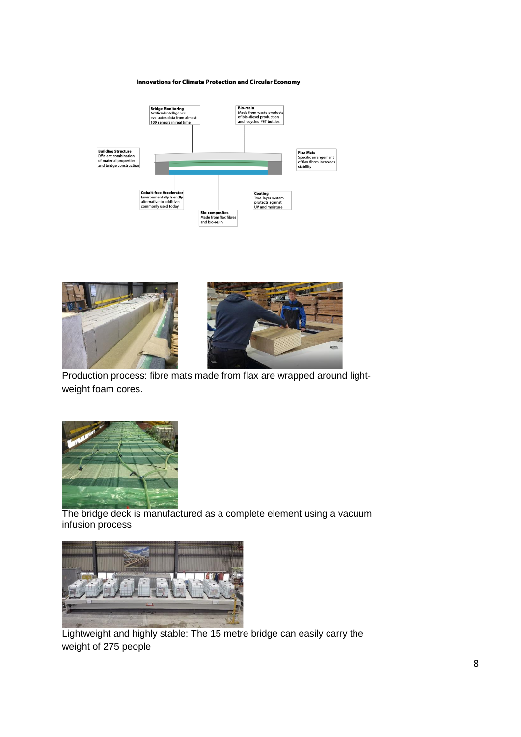**Innovations for Climate Protection and Circular Economy**

**Bridge Monitoring**
Artificial intelligence evaluates data from almost 100 sensors in real time

**Bio-resin**
Made from waste products of bio-diesel production and recycled PET bottles

**Building Structure**
Efficient combination of material properties and bridge construction

**Flax Mats**
Specific arrangement of flax fibres increases stability

**Cobalt-free Accelerator**
Environmentally friendly alternative to additives commonly used today

**Coating**
Two-layer system protects against UV and moisture

**Bio-composites**
Made from flax fibres and bio-resin

Production process: fibre mats made from flax are wrapped around light-weight foam cores.

The bridge deck is manufactured as a complete element using a vacuum infusion process

Lightweight and highly stable: The 15 metre bridge can easily carry the weight of 275 people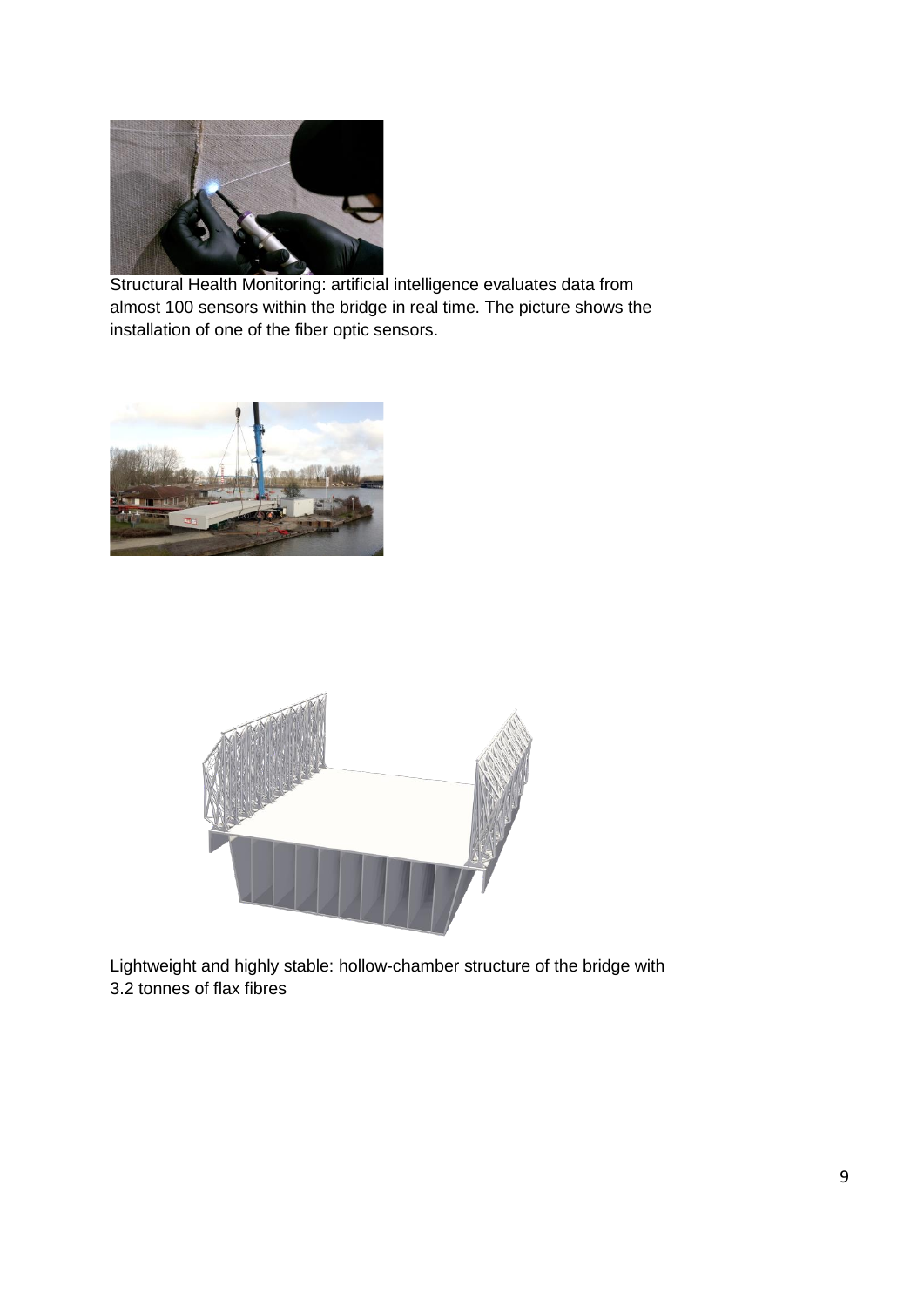Structural Health Monitoring: artificial intelligence evaluates data from almost 100 sensors within the bridge in real time. The picture shows the installation of one of the fiber optic sensors.

Lightweight and highly stable: hollow-chamber structure of the bridge with 3.2 tonnes of flax fibres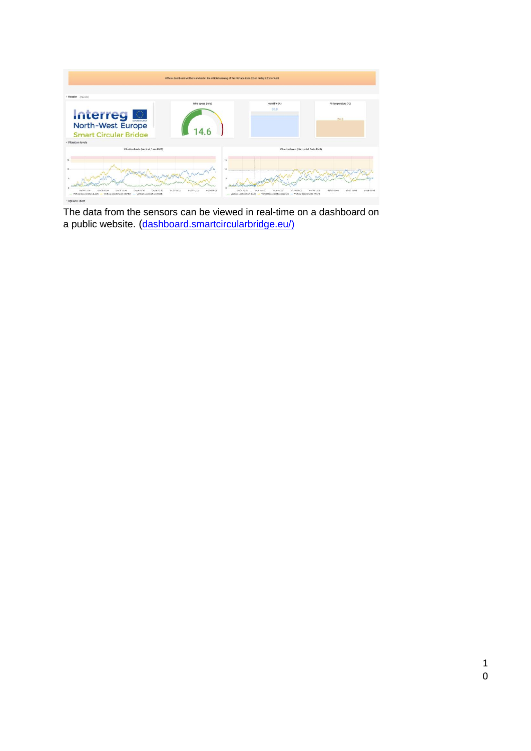Official dashboard will be launched at the official opening of the Floriade Expo 22 on Friday 22nd of April

Header

Interreg North-West Europe Smart Circular Bridge

Wind speed (m/s)

14.6

Humidity (%)

80.8

Air temperature (°C)

25.6

Vibration levels

Vibration levels (Vertical, 1min RMS)

Vibration levels (Horizontal, 1min RMS)

Optical Fibers

The data from the sensors can be viewed in real-time on a dashboard on a public website. ([dashboard.smartcircularbridge.eu/)](dashboard.smartcircularbridge.eu/))